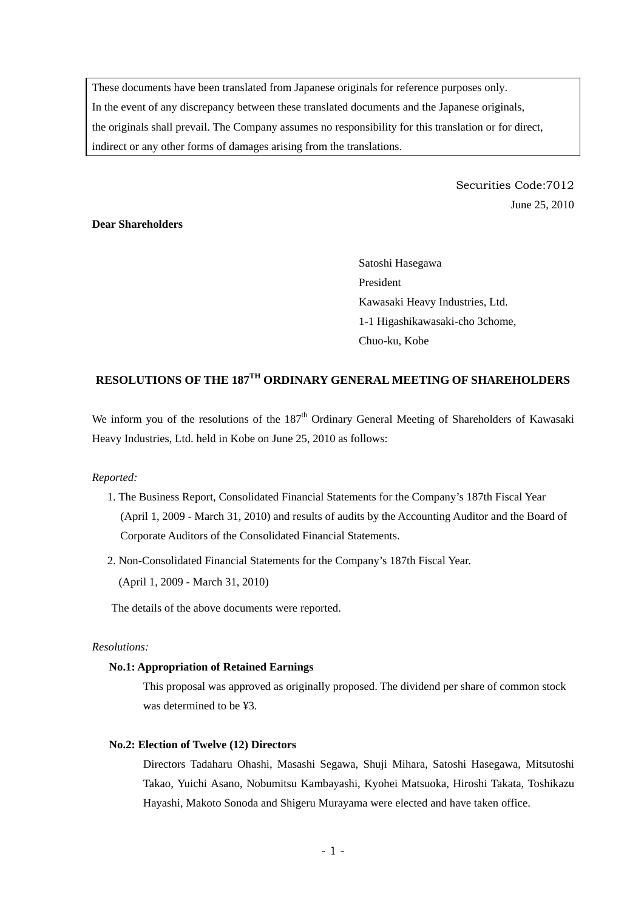These documents have been translated from Japanese originals for reference purposes only.
In the event of any discrepancy between these translated documents and the Japanese originals, the originals shall prevail. The Company assumes no responsibility for this translation or for direct, indirect or any other forms of damages arising from the translations.

Securities Code:7012
June 25, 2010

**Dear Shareholders**

Satoshi Hasegawa
President
Kawasaki Heavy Industries, Ltd.
1-1 Higashikawasaki-cho 3chome,
Chuo-ku, Kobe

# RESOLUTIONS OF THE 187TH ORDINARY GENERAL MEETING OF SHAREHOLDERS

We inform you of the resolutions of the 187th Ordinary General Meeting of Shareholders of Kawasaki Heavy Industries, Ltd. held in Kobe on June 25, 2010 as follows:

*Reported:*

1. The Business Report, Consolidated Financial Statements for the Company's 187th Fiscal Year (April 1, 2009 - March 31, 2010) and results of audits by the Accounting Auditor and the Board of Corporate Auditors of the Consolidated Financial Statements.
2. Non-Consolidated Financial Statements for the Company's 187th Fiscal Year. (April 1, 2009 - March 31, 2010)

The details of the above documents were reported.

*Resolutions:*

**No.1: Appropriation of Retained Earnings**

This proposal was approved as originally proposed. The dividend per share of common stock was determined to be ¥3.

**No.2: Election of Twelve (12) Directors**

Directors Tadaharu Ohashi, Masashi Segawa, Shuji Mihara, Satoshi Hasegawa, Mitsutoshi Takao, Yuichi Asano, Nobumitsu Kambayashi, Kyohei Matsuoka, Hiroshi Takata, Toshikazu Hayashi, Makoto Sonoda and Shigeru Murayama were elected and have taken office.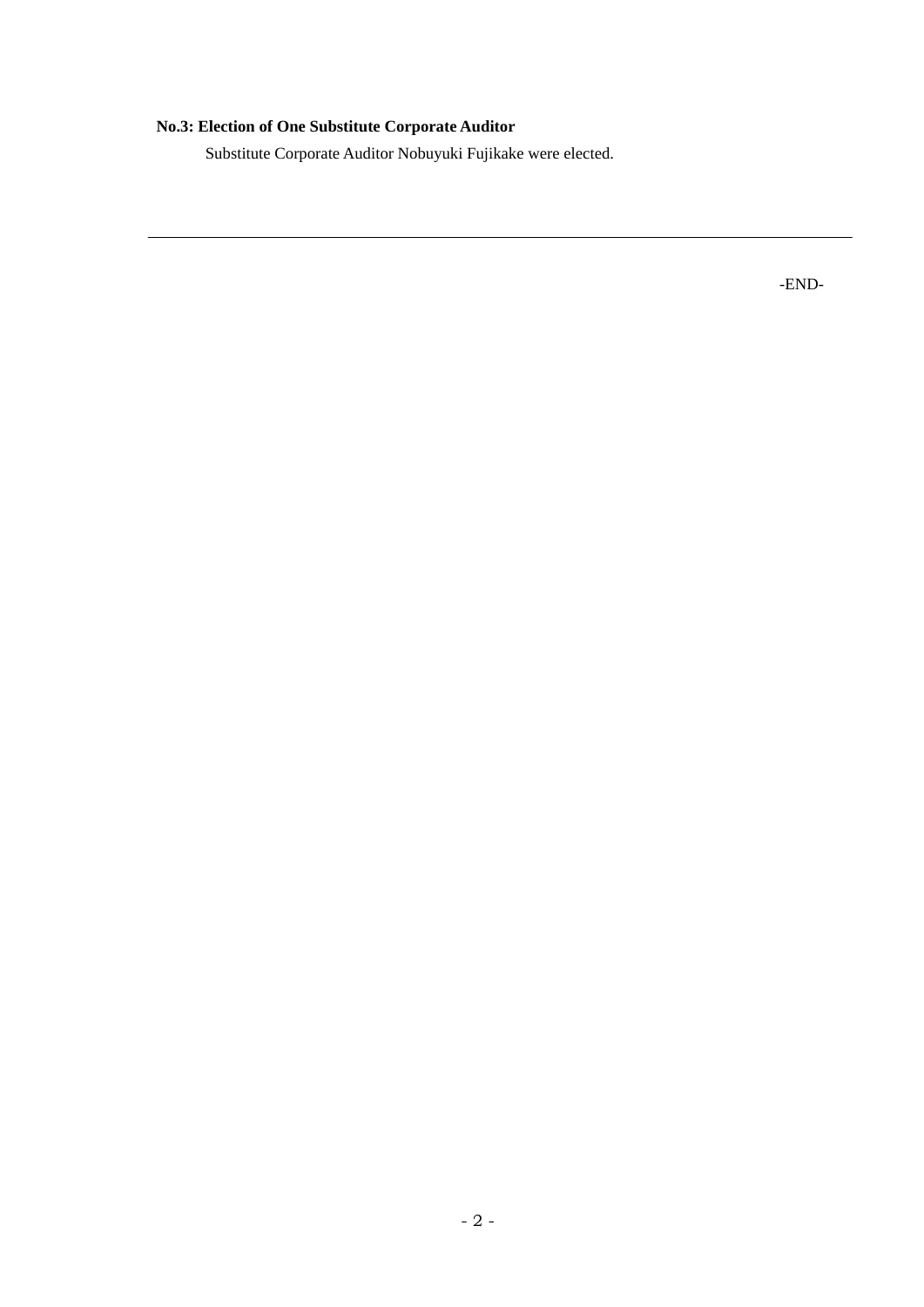**No.3: Election of One Substitute Corporate Auditor**

Substitute Corporate Auditor Nobuyuki Fujikake were elected.

---

-END-